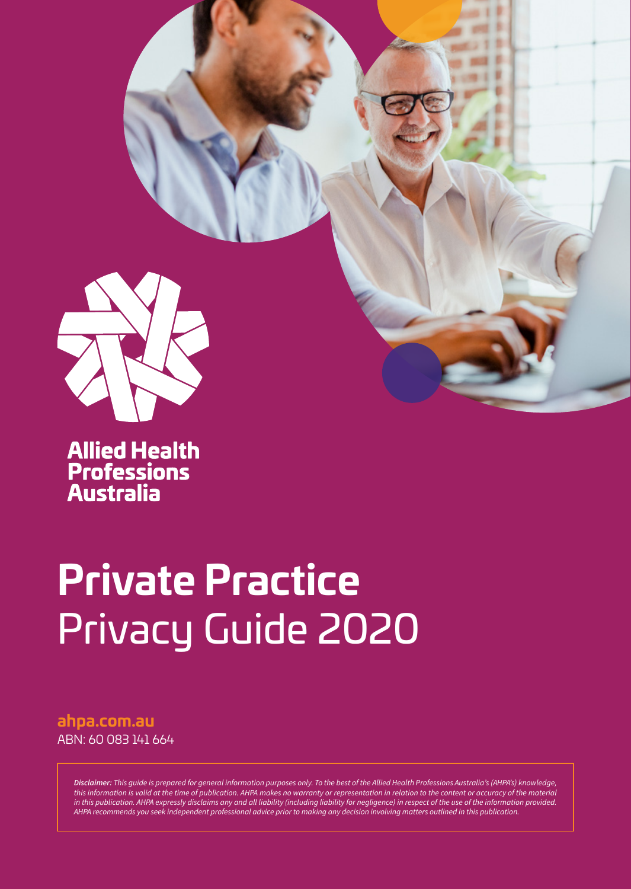**Allied Health Professions Australia**

# Private Practice Privacy Guide 2020

**ahpa.com.au**
ABN: 60 083 141 664

***Disclaimer:*** *This guide is prepared for general information purposes only. To the best of the Allied Health Professions Australia's (AHPA's) knowledge, this information is valid at the time of publication. AHPA makes no warranty or representation in relation to the content or accuracy of the material in this publication. AHPA expressly disclaims any and all liability (including liability for negligence) in respect of the use of the information provided. AHPA recommends you seek independent professional advice prior to making any decision involving matters outlined in this publication.*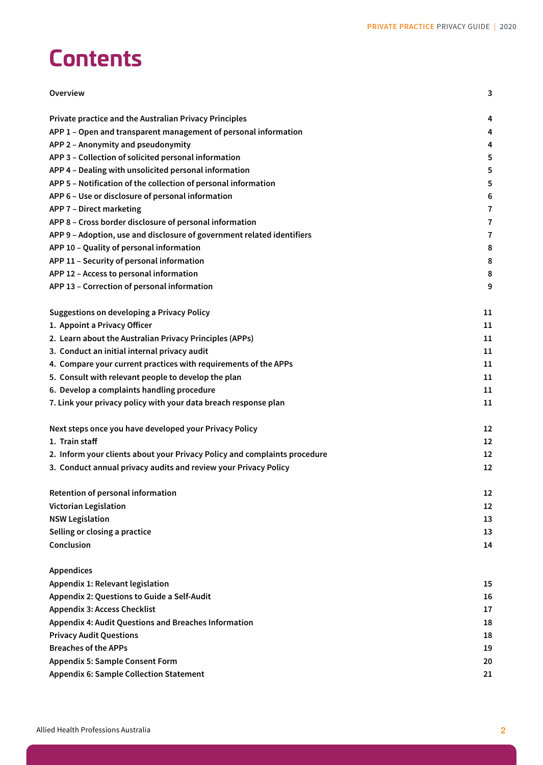# Contents

| | |
|---|---|
| Overview | 3 |
| | |
| Private practice and the Australian Privacy Principles | 4 |
| APP 1 – Open and transparent management of personal information | 4 |
| APP 2 – Anonymity and pseudonymity | 4 |
| APP 3 – Collection of solicited personal information | 5 |
| APP 4 – Dealing with unsolicited personal information | 5 |
| APP 5 – Notification of the collection of personal information | 5 |
| APP 6 – Use or disclosure of personal information | 6 |
| APP 7 – Direct marketing | 7 |
| APP 8 – Cross border disclosure of personal information | 7 |
| APP 9 – Adoption, use and disclosure of government related identifiers | 7 |
| APP 10 – Quality of personal information | 8 |
| APP 11 – Security of personal information | 8 |
| APP 12 – Access to personal information | 8 |
| APP 13 – Correction of personal information | 9 |
| | |
| Suggestions on developing a Privacy Policy | 11 |
| 1. Appoint a Privacy Officer | 11 |
| 2. Learn about the Australian Privacy Principles (APPs) | 11 |
| 3. Conduct an initial internal privacy audit | 11 |
| 4. Compare your current practices with requirements of the APPs | 11 |
| 5. Consult with relevant people to develop the plan | 11 |
| 6. Develop a complaints handling procedure | 11 |
| 7. Link your privacy policy with your data breach response plan | 11 |
| | |
| Next steps once you have developed your Privacy Policy | 12 |
| 1. Train staff | 12 |
| 2. Inform your clients about your Privacy Policy and complaints procedure | 12 |
| 3. Conduct annual privacy audits and review your Privacy Policy | 12 |
| | |
| Retention of personal information | 12 |
| Victorian Legislation | 12 |
| NSW Legislation | 13 |
| Selling or closing a practice | 13 |
| Conclusion | 14 |
| | |
| Appendices | |
| Appendix 1: Relevant legislation | 15 |
| Appendix 2: Questions to Guide a Self-Audit | 16 |
| Appendix 3: Access Checklist | 17 |
| Appendix 4: Audit Questions and Breaches Information | 18 |
| Privacy Audit Questions | 18 |
| Breaches of the APPs | 19 |
| Appendix 5: Sample Consent Form | 20 |
| Appendix 6: Sample Collection Statement | 21 |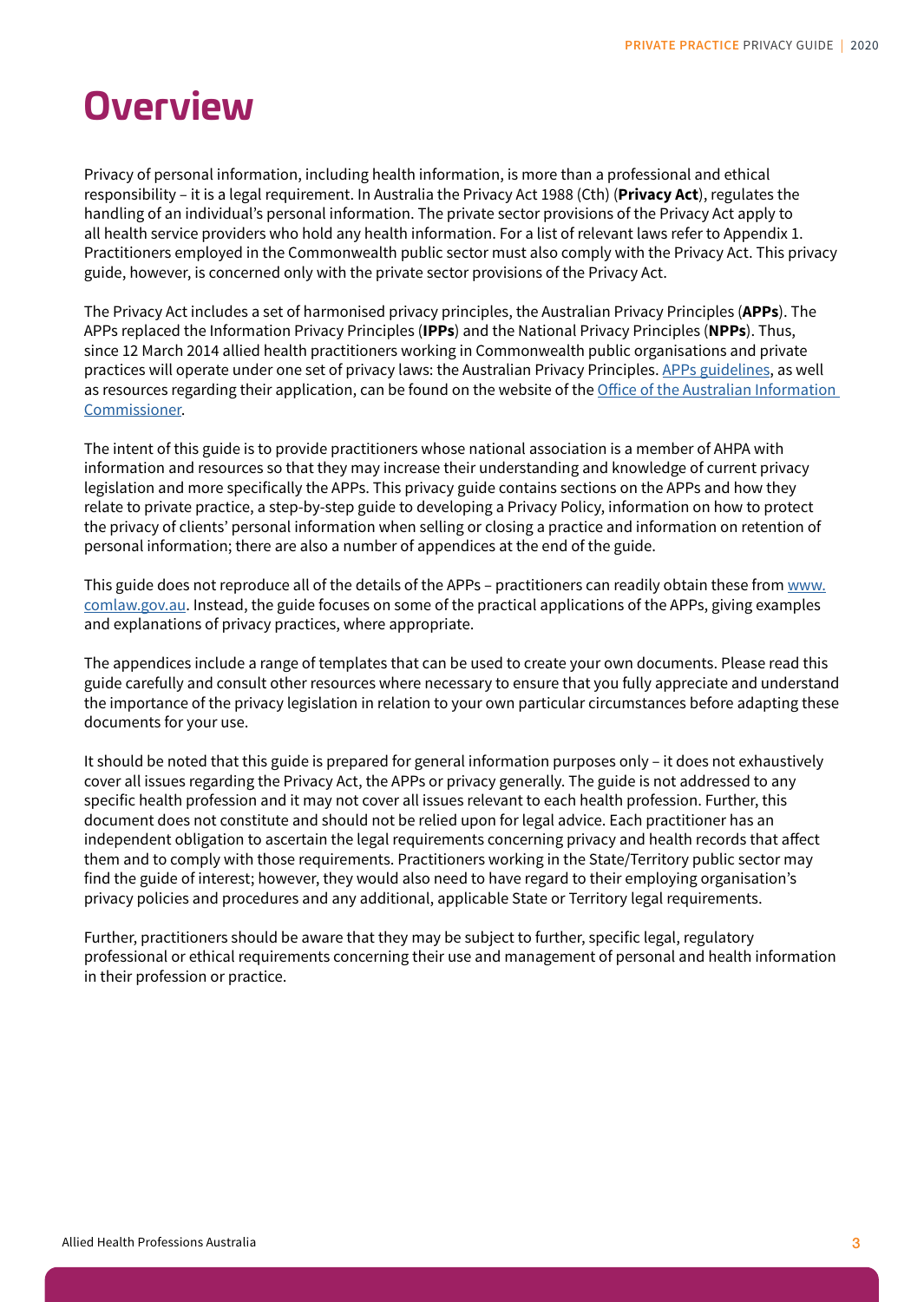# Overview

Privacy of personal information, including health information, is more than a professional and ethical responsibility – it is a legal requirement. In Australia the Privacy Act 1988 (Cth) (**Privacy Act**), regulates the handling of an individual's personal information. The private sector provisions of the Privacy Act apply to all health service providers who hold any health information. For a list of relevant laws refer to Appendix 1. Practitioners employed in the Commonwealth public sector must also comply with the Privacy Act. This privacy guide, however, is concerned only with the private sector provisions of the Privacy Act.

The Privacy Act includes a set of harmonised privacy principles, the Australian Privacy Principles (**APPs**). The APPs replaced the Information Privacy Principles (**IPPs**) and the National Privacy Principles (**NPPs**). Thus, since 12 March 2014 allied health practitioners working in Commonwealth public organisations and private practices will operate under one set of privacy laws: the Australian Privacy Principles. APPs guidelines, as well as resources regarding their application, can be found on the website of the Office of the Australian Information Commissioner.

The intent of this guide is to provide practitioners whose national association is a member of AHPA with information and resources so that they may increase their understanding and knowledge of current privacy legislation and more specifically the APPs. This privacy guide contains sections on the APPs and how they relate to private practice, a step-by-step guide to developing a Privacy Policy, information on how to protect the privacy of clients' personal information when selling or closing a practice and information on retention of personal information; there are also a number of appendices at the end of the guide.

This guide does not reproduce all of the details of the APPs – practitioners can readily obtain these from www.comlaw.gov.au. Instead, the guide focuses on some of the practical applications of the APPs, giving examples and explanations of privacy practices, where appropriate.

The appendices include a range of templates that can be used to create your own documents. Please read this guide carefully and consult other resources where necessary to ensure that you fully appreciate and understand the importance of the privacy legislation in relation to your own particular circumstances before adapting these documents for your use.

It should be noted that this guide is prepared for general information purposes only – it does not exhaustively cover all issues regarding the Privacy Act, the APPs or privacy generally. The guide is not addressed to any specific health profession and it may not cover all issues relevant to each health profession. Further, this document does not constitute and should not be relied upon for legal advice. Each practitioner has an independent obligation to ascertain the legal requirements concerning privacy and health records that affect them and to comply with those requirements. Practitioners working in the State/Territory public sector may find the guide of interest; however, they would also need to have regard to their employing organisation's privacy policies and procedures and any additional, applicable State or Territory legal requirements.

Further, practitioners should be aware that they may be subject to further, specific legal, regulatory professional or ethical requirements concerning their use and management of personal and health information in their profession or practice.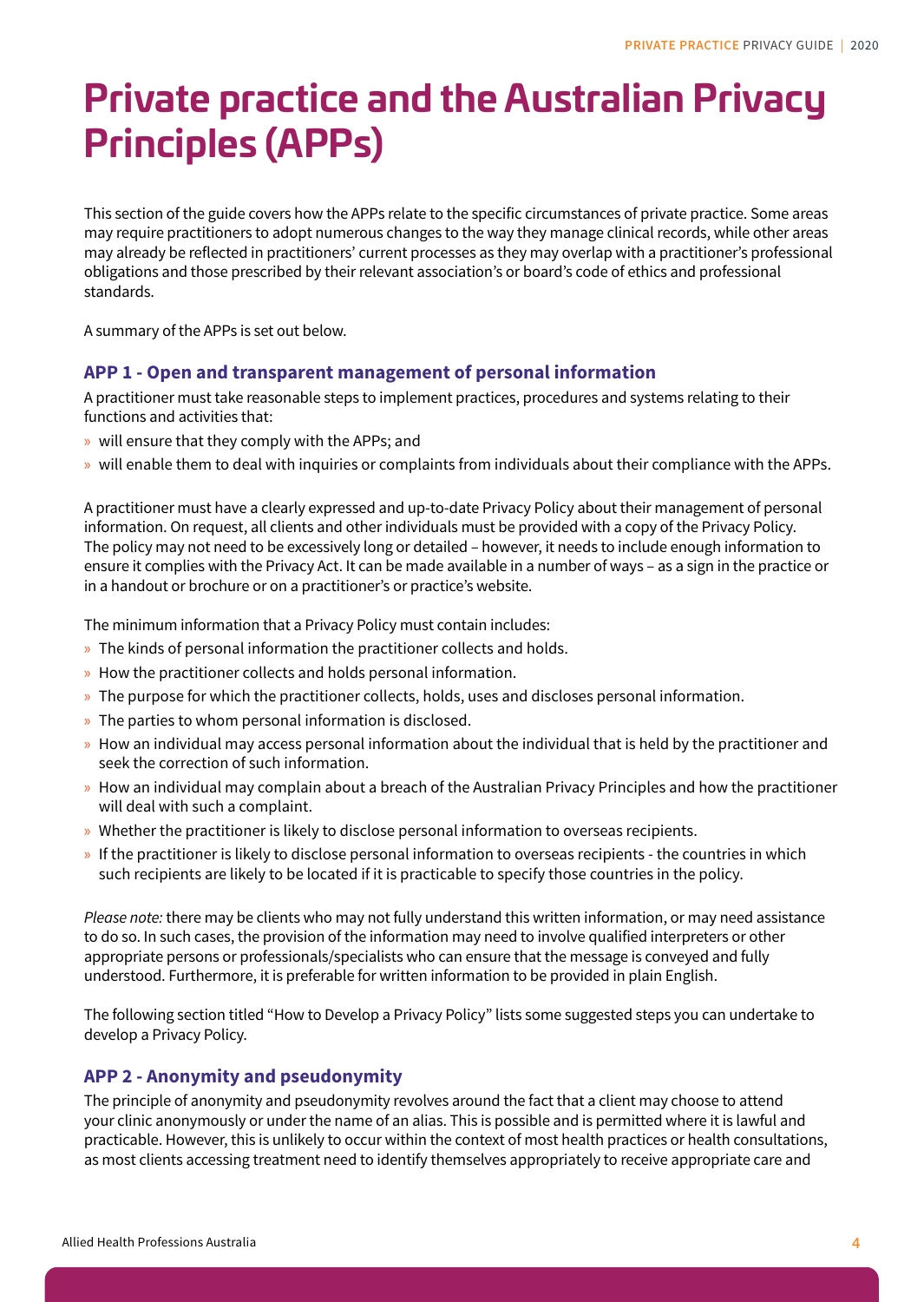# Private practice and the Australian Privacy Principles (APPs)

This section of the guide covers how the APPs relate to the specific circumstances of private practice. Some areas may require practitioners to adopt numerous changes to the way they manage clinical records, while other areas may already be reflected in practitioners' current processes as they may overlap with a practitioner's professional obligations and those prescribed by their relevant association's or board's code of ethics and professional standards.

A summary of the APPs is set out below.

### APP 1 - Open and transparent management of personal information

A practitioner must take reasonable steps to implement practices, procedures and systems relating to their functions and activities that:

- will ensure that they comply with the APPs; and
- will enable them to deal with inquiries or complaints from individuals about their compliance with the APPs.

A practitioner must have a clearly expressed and up-to-date Privacy Policy about their management of personal information. On request, all clients and other individuals must be provided with a copy of the Privacy Policy. The policy may not need to be excessively long or detailed – however, it needs to include enough information to ensure it complies with the Privacy Act. It can be made available in a number of ways – as a sign in the practice or in a handout or brochure or on a practitioner's or practice's website.

The minimum information that a Privacy Policy must contain includes:

- The kinds of personal information the practitioner collects and holds.
- How the practitioner collects and holds personal information.
- The purpose for which the practitioner collects, holds, uses and discloses personal information.
- The parties to whom personal information is disclosed.
- How an individual may access personal information about the individual that is held by the practitioner and seek the correction of such information.
- How an individual may complain about a breach of the Australian Privacy Principles and how the practitioner will deal with such a complaint.
- Whether the practitioner is likely to disclose personal information to overseas recipients.
- If the practitioner is likely to disclose personal information to overseas recipients - the countries in which such recipients are likely to be located if it is practicable to specify those countries in the policy.

*Please note:* there may be clients who may not fully understand this written information, or may need assistance to do so. In such cases, the provision of the information may need to involve qualified interpreters or other appropriate persons or professionals/specialists who can ensure that the message is conveyed and fully understood. Furthermore, it is preferable for written information to be provided in plain English.

The following section titled "How to Develop a Privacy Policy" lists some suggested steps you can undertake to develop a Privacy Policy.

### APP 2 - Anonymity and pseudonymity

The principle of anonymity and pseudonymity revolves around the fact that a client may choose to attend your clinic anonymously or under the name of an alias. This is possible and is permitted where it is lawful and practicable. However, this is unlikely to occur within the context of most health practices or health consultations, as most clients accessing treatment need to identify themselves appropriately to receive appropriate care and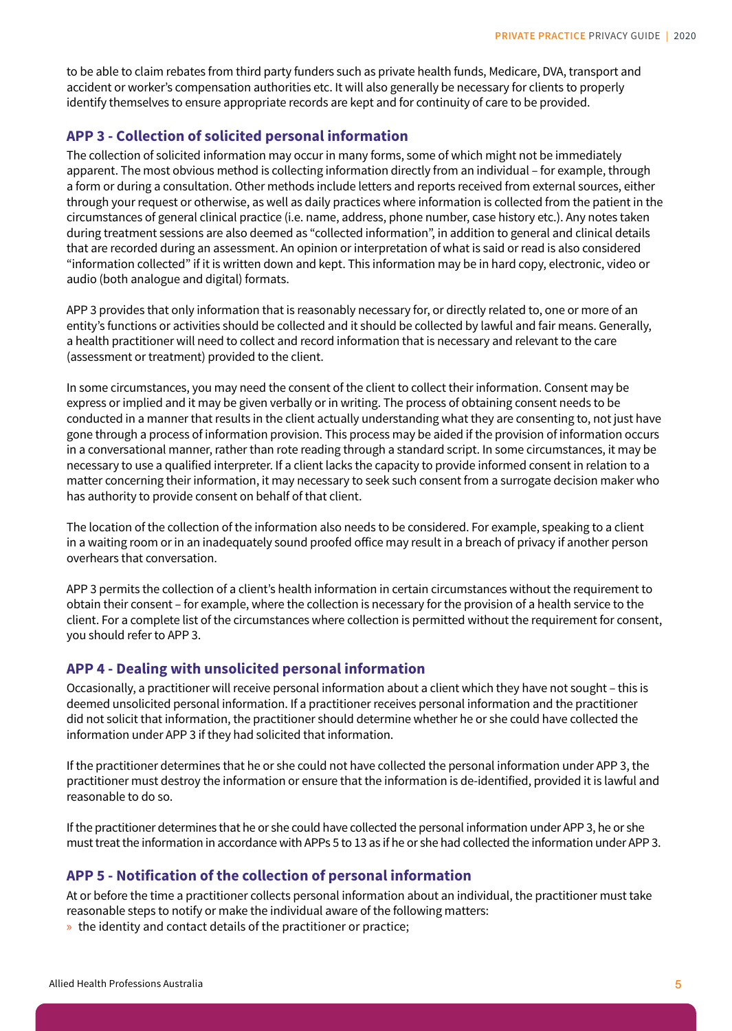to be able to claim rebates from third party funders such as private health funds, Medicare, DVA, transport and accident or worker's compensation authorities etc. It will also generally be necessary for clients to properly identify themselves to ensure appropriate records are kept and for continuity of care to be provided.

## APP 3 - Collection of solicited personal information

The collection of solicited information may occur in many forms, some of which might not be immediately apparent. The most obvious method is collecting information directly from an individual – for example, through a form or during a consultation. Other methods include letters and reports received from external sources, either through your request or otherwise, as well as daily practices where information is collected from the patient in the circumstances of general clinical practice (i.e. name, address, phone number, case history etc.). Any notes taken during treatment sessions are also deemed as "collected information", in addition to general and clinical details that are recorded during an assessment. An opinion or interpretation of what is said or read is also considered "information collected" if it is written down and kept. This information may be in hard copy, electronic, video or audio (both analogue and digital) formats.

APP 3 provides that only information that is reasonably necessary for, or directly related to, one or more of an entity's functions or activities should be collected and it should be collected by lawful and fair means. Generally, a health practitioner will need to collect and record information that is necessary and relevant to the care (assessment or treatment) provided to the client.

In some circumstances, you may need the consent of the client to collect their information. Consent may be express or implied and it may be given verbally or in writing. The process of obtaining consent needs to be conducted in a manner that results in the client actually understanding what they are consenting to, not just have gone through a process of information provision. This process may be aided if the provision of information occurs in a conversational manner, rather than rote reading through a standard script. In some circumstances, it may be necessary to use a qualified interpreter. If a client lacks the capacity to provide informed consent in relation to a matter concerning their information, it may necessary to seek such consent from a surrogate decision maker who has authority to provide consent on behalf of that client.

The location of the collection of the information also needs to be considered. For example, speaking to a client in a waiting room or in an inadequately sound proofed office may result in a breach of privacy if another person overhears that conversation.

APP 3 permits the collection of a client's health information in certain circumstances without the requirement to obtain their consent – for example, where the collection is necessary for the provision of a health service to the client. For a complete list of the circumstances where collection is permitted without the requirement for consent, you should refer to APP 3.

## APP 4 - Dealing with unsolicited personal information

Occasionally, a practitioner will receive personal information about a client which they have not sought – this is deemed unsolicited personal information. If a practitioner receives personal information and the practitioner did not solicit that information, the practitioner should determine whether he or she could have collected the information under APP 3 if they had solicited that information.

If the practitioner determines that he or she could not have collected the personal information under APP 3, the practitioner must destroy the information or ensure that the information is de-identified, provided it is lawful and reasonable to do so.

If the practitioner determines that he or she could have collected the personal information under APP 3, he or she must treat the information in accordance with APPs 5 to 13 as if he or she had collected the information under APP 3.

## APP 5 - Notification of the collection of personal information

At or before the time a practitioner collects personal information about an individual, the practitioner must take reasonable steps to notify or make the individual aware of the following matters:

- the identity and contact details of the practitioner or practice;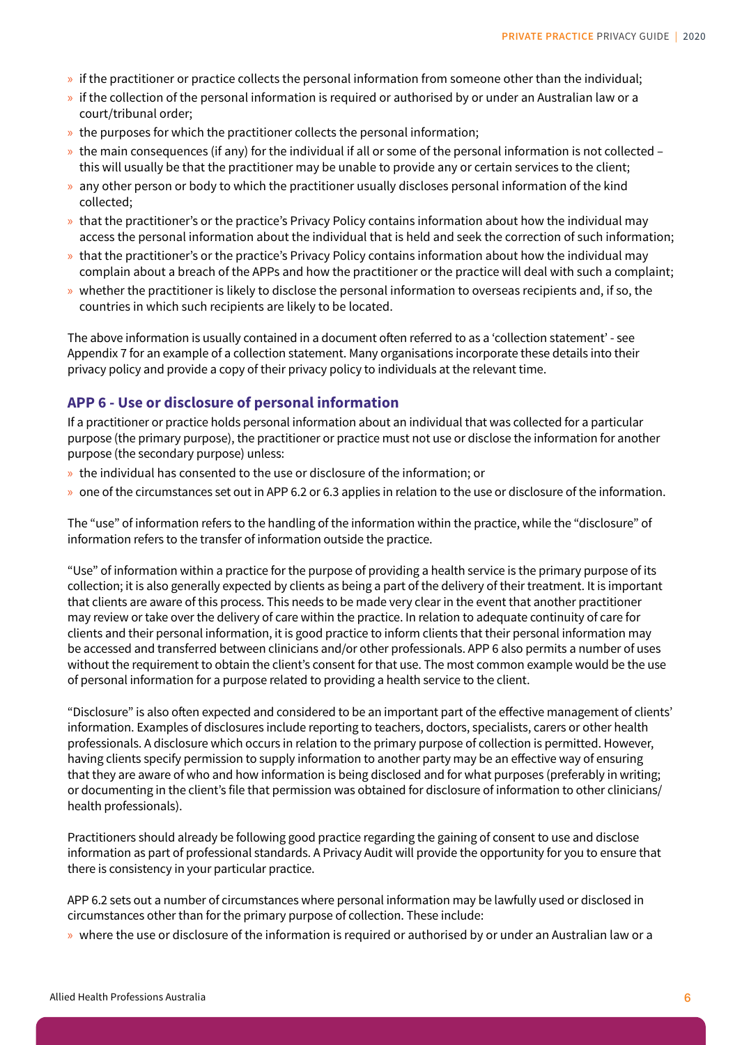- if the practitioner or practice collects the personal information from someone other than the individual;
- if the collection of the personal information is required or authorised by or under an Australian law or a court/tribunal order;
- the purposes for which the practitioner collects the personal information;
- the main consequences (if any) for the individual if all or some of the personal information is not collected – this will usually be that the practitioner may be unable to provide any or certain services to the client;
- any other person or body to which the practitioner usually discloses personal information of the kind collected;
- that the practitioner's or the practice's Privacy Policy contains information about how the individual may access the personal information about the individual that is held and seek the correction of such information;
- that the practitioner's or the practice's Privacy Policy contains information about how the individual may complain about a breach of the APPs and how the practitioner or the practice will deal with such a complaint;
- whether the practitioner is likely to disclose the personal information to overseas recipients and, if so, the countries in which such recipients are likely to be located.

The above information is usually contained in a document often referred to as a 'collection statement' - see Appendix 7 for an example of a collection statement. Many organisations incorporate these details into their privacy policy and provide a copy of their privacy policy to individuals at the relevant time.

### APP 6 - Use or disclosure of personal information

If a practitioner or practice holds personal information about an individual that was collected for a particular purpose (the primary purpose), the practitioner or practice must not use or disclose the information for another purpose (the secondary purpose) unless:

- the individual has consented to the use or disclosure of the information; or
- one of the circumstances set out in APP 6.2 or 6.3 applies in relation to the use or disclosure of the information.

The "use" of information refers to the handling of the information within the practice, while the "disclosure" of information refers to the transfer of information outside the practice.

"Use" of information within a practice for the purpose of providing a health service is the primary purpose of its collection; it is also generally expected by clients as being a part of the delivery of their treatment. It is important that clients are aware of this process. This needs to be made very clear in the event that another practitioner may review or take over the delivery of care within the practice. In relation to adequate continuity of care for clients and their personal information, it is good practice to inform clients that their personal information may be accessed and transferred between clinicians and/or other professionals. APP 6 also permits a number of uses without the requirement to obtain the client's consent for that use. The most common example would be the use of personal information for a purpose related to providing a health service to the client.

"Disclosure" is also often expected and considered to be an important part of the effective management of clients' information. Examples of disclosures include reporting to teachers, doctors, specialists, carers or other health professionals. A disclosure which occurs in relation to the primary purpose of collection is permitted. However, having clients specify permission to supply information to another party may be an effective way of ensuring that they are aware of who and how information is being disclosed and for what purposes (preferably in writing; or documenting in the client's file that permission was obtained for disclosure of information to other clinicians/ health professionals).

Practitioners should already be following good practice regarding the gaining of consent to use and disclose information as part of professional standards. A Privacy Audit will provide the opportunity for you to ensure that there is consistency in your particular practice.

APP 6.2 sets out a number of circumstances where personal information may be lawfully used or disclosed in circumstances other than for the primary purpose of collection. These include:

- where the use or disclosure of the information is required or authorised by or under an Australian law or a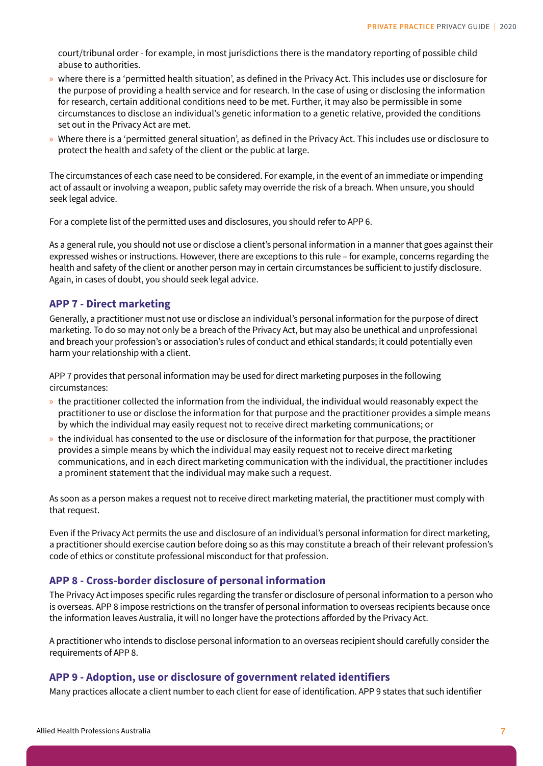court/tribunal order - for example, in most jurisdictions there is the mandatory reporting of possible child abuse to authorities.

- where there is a 'permitted health situation', as defined in the Privacy Act. This includes use or disclosure for the purpose of providing a health service and for research. In the case of using or disclosing the information for research, certain additional conditions need to be met. Further, it may also be permissible in some circumstances to disclose an individual's genetic information to a genetic relative, provided the conditions set out in the Privacy Act are met.
- Where there is a 'permitted general situation', as defined in the Privacy Act. This includes use or disclosure to protect the health and safety of the client or the public at large.

The circumstances of each case need to be considered. For example, in the event of an immediate or impending act of assault or involving a weapon, public safety may override the risk of a breach. When unsure, you should seek legal advice.

For a complete list of the permitted uses and disclosures, you should refer to APP 6.

As a general rule, you should not use or disclose a client's personal information in a manner that goes against their expressed wishes or instructions. However, there are exceptions to this rule – for example, concerns regarding the health and safety of the client or another person may in certain circumstances be sufficient to justify disclosure. Again, in cases of doubt, you should seek legal advice.

### APP 7 - Direct marketing

Generally, a practitioner must not use or disclose an individual's personal information for the purpose of direct marketing. To do so may not only be a breach of the Privacy Act, but may also be unethical and unprofessional and breach your profession's or association's rules of conduct and ethical standards; it could potentially even harm your relationship with a client.

APP 7 provides that personal information may be used for direct marketing purposes in the following circumstances:

- the practitioner collected the information from the individual, the individual would reasonably expect the practitioner to use or disclose the information for that purpose and the practitioner provides a simple means by which the individual may easily request not to receive direct marketing communications; or
- the individual has consented to the use or disclosure of the information for that purpose, the practitioner provides a simple means by which the individual may easily request not to receive direct marketing communications, and in each direct marketing communication with the individual, the practitioner includes a prominent statement that the individual may make such a request.

As soon as a person makes a request not to receive direct marketing material, the practitioner must comply with that request.

Even if the Privacy Act permits the use and disclosure of an individual's personal information for direct marketing, a practitioner should exercise caution before doing so as this may constitute a breach of their relevant profession's code of ethics or constitute professional misconduct for that profession.

### APP 8 - Cross-border disclosure of personal information

The Privacy Act imposes specific rules regarding the transfer or disclosure of personal information to a person who is overseas. APP 8 impose restrictions on the transfer of personal information to overseas recipients because once the information leaves Australia, it will no longer have the protections afforded by the Privacy Act.

A practitioner who intends to disclose personal information to an overseas recipient should carefully consider the requirements of APP 8.

### APP 9 - Adoption, use or disclosure of government related identifiers

Many practices allocate a client number to each client for ease of identification. APP 9 states that such identifier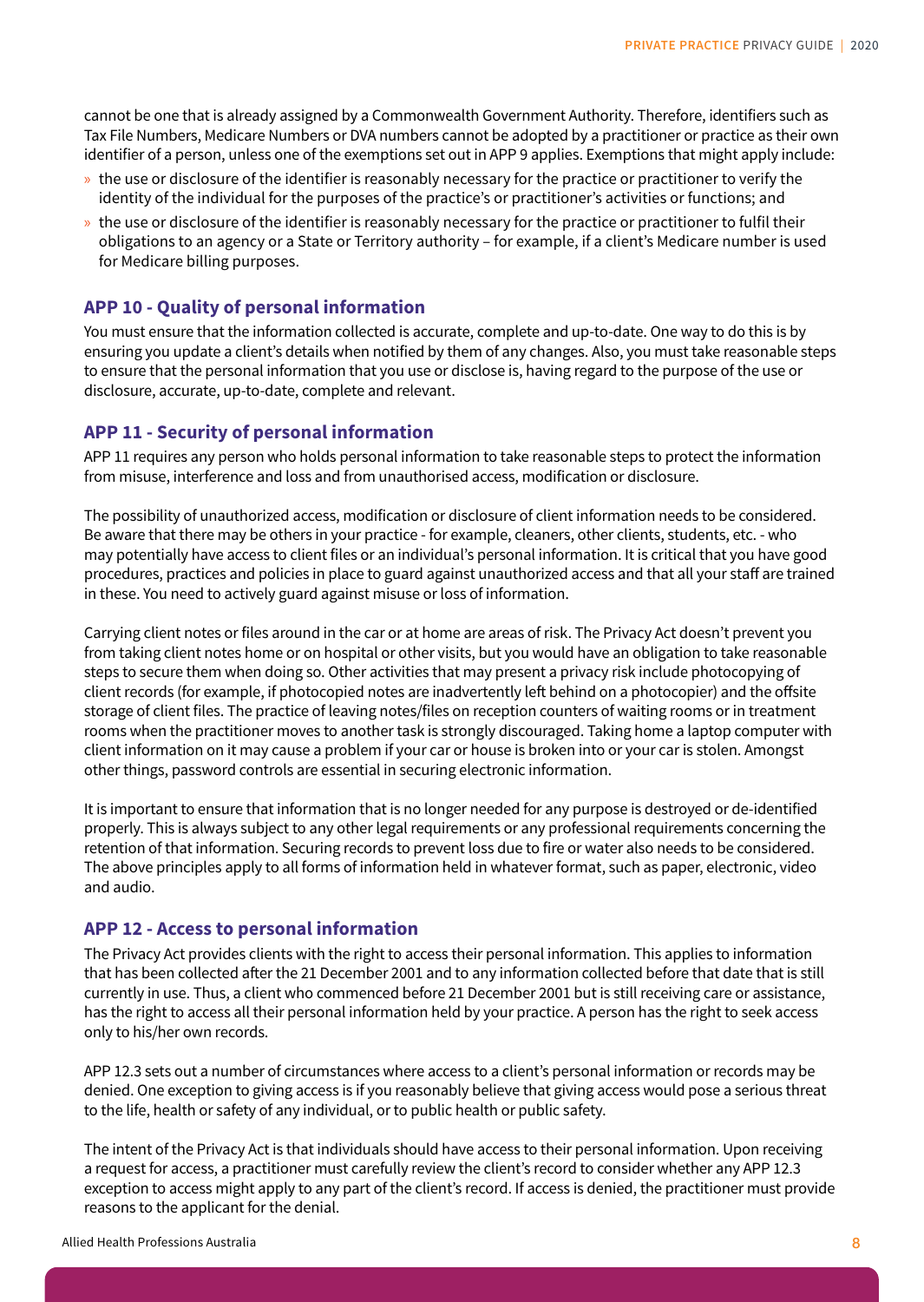cannot be one that is already assigned by a Commonwealth Government Authority. Therefore, identifiers such as Tax File Numbers, Medicare Numbers or DVA numbers cannot be adopted by a practitioner or practice as their own identifier of a person, unless one of the exemptions set out in APP 9 applies. Exemptions that might apply include:

- the use or disclosure of the identifier is reasonably necessary for the practice or practitioner to verify the identity of the individual for the purposes of the practice's or practitioner's activities or functions; and
- the use or disclosure of the identifier is reasonably necessary for the practice or practitioner to fulfil their obligations to an agency or a State or Territory authority – for example, if a client's Medicare number is used for Medicare billing purposes.

## APP 10 - Quality of personal information

You must ensure that the information collected is accurate, complete and up-to-date. One way to do this is by ensuring you update a client's details when notified by them of any changes. Also, you must take reasonable steps to ensure that the personal information that you use or disclose is, having regard to the purpose of the use or disclosure, accurate, up-to-date, complete and relevant.

## APP 11 - Security of personal information

APP 11 requires any person who holds personal information to take reasonable steps to protect the information from misuse, interference and loss and from unauthorised access, modification or disclosure.

The possibility of unauthorized access, modification or disclosure of client information needs to be considered. Be aware that there may be others in your practice - for example, cleaners, other clients, students, etc. - who may potentially have access to client files or an individual's personal information. It is critical that you have good procedures, practices and policies in place to guard against unauthorized access and that all your staff are trained in these. You need to actively guard against misuse or loss of information.

Carrying client notes or files around in the car or at home are areas of risk. The Privacy Act doesn't prevent you from taking client notes home or on hospital or other visits, but you would have an obligation to take reasonable steps to secure them when doing so. Other activities that may present a privacy risk include photocopying of client records (for example, if photocopied notes are inadvertently left behind on a photocopier) and the offsite storage of client files. The practice of leaving notes/files on reception counters of waiting rooms or in treatment rooms when the practitioner moves to another task is strongly discouraged. Taking home a laptop computer with client information on it may cause a problem if your car or house is broken into or your car is stolen. Amongst other things, password controls are essential in securing electronic information.

It is important to ensure that information that is no longer needed for any purpose is destroyed or de-identified properly. This is always subject to any other legal requirements or any professional requirements concerning the retention of that information. Securing records to prevent loss due to fire or water also needs to be considered. The above principles apply to all forms of information held in whatever format, such as paper, electronic, video and audio.

## APP 12 - Access to personal information

The Privacy Act provides clients with the right to access their personal information. This applies to information that has been collected after the 21 December 2001 and to any information collected before that date that is still currently in use. Thus, a client who commenced before 21 December 2001 but is still receiving care or assistance, has the right to access all their personal information held by your practice. A person has the right to seek access only to his/her own records.

APP 12.3 sets out a number of circumstances where access to a client's personal information or records may be denied. One exception to giving access is if you reasonably believe that giving access would pose a serious threat to the life, health or safety of any individual, or to public health or public safety.

The intent of the Privacy Act is that individuals should have access to their personal information. Upon receiving a request for access, a practitioner must carefully review the client's record to consider whether any APP 12.3 exception to access might apply to any part of the client's record. If access is denied, the practitioner must provide reasons to the applicant for the denial.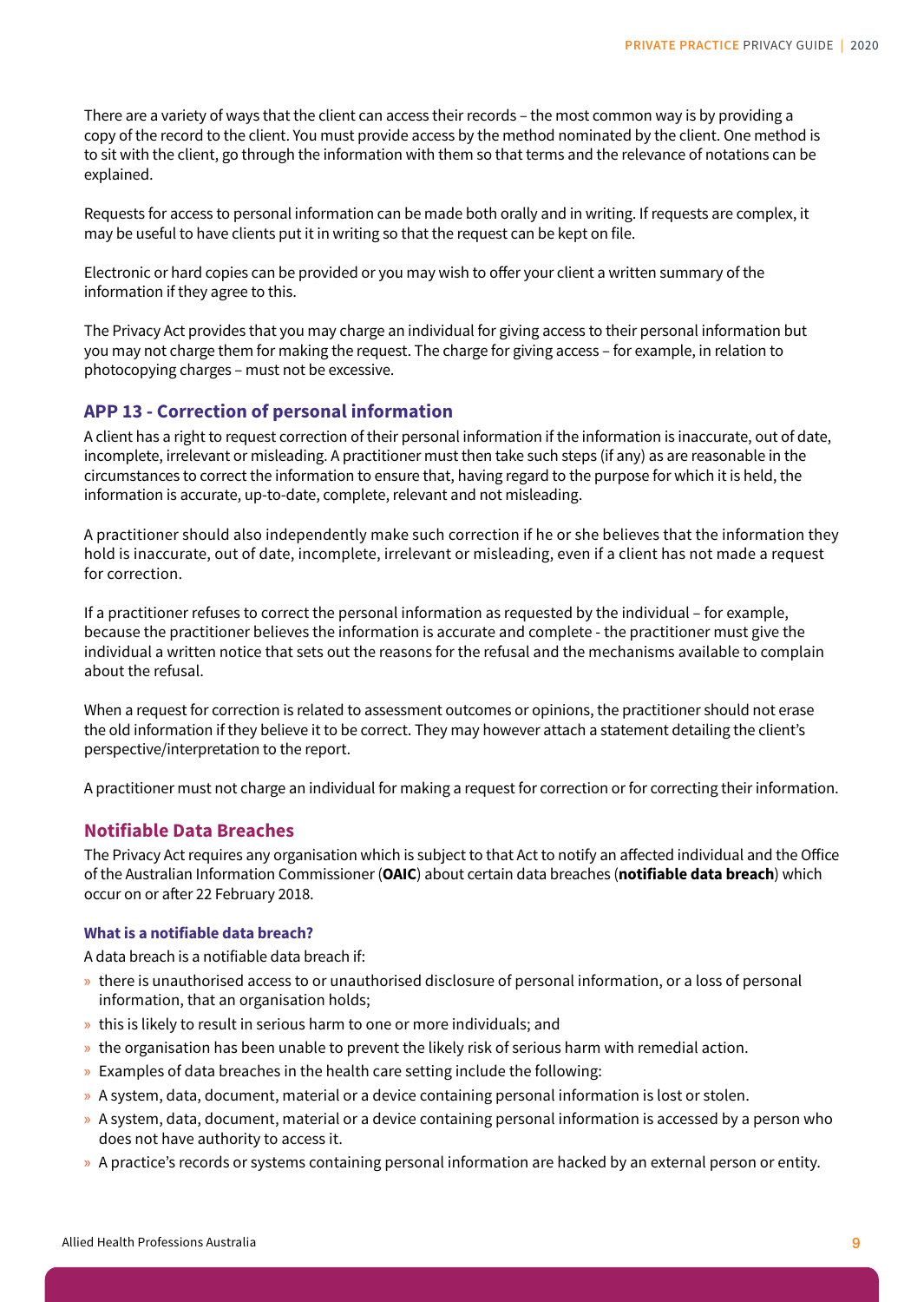There are a variety of ways that the client can access their records – the most common way is by providing a copy of the record to the client. You must provide access by the method nominated by the client. One method is to sit with the client, go through the information with them so that terms and the relevance of notations can be explained.

Requests for access to personal information can be made both orally and in writing. If requests are complex, it may be useful to have clients put it in writing so that the request can be kept on file.

Electronic or hard copies can be provided or you may wish to offer your client a written summary of the information if they agree to this.

The Privacy Act provides that you may charge an individual for giving access to their personal information but you may not charge them for making the request. The charge for giving access – for example, in relation to photocopying charges – must not be excessive.

## APP 13 - Correction of personal information

A client has a right to request correction of their personal information if the information is inaccurate, out of date, incomplete, irrelevant or misleading. A practitioner must then take such steps (if any) as are reasonable in the circumstances to correct the information to ensure that, having regard to the purpose for which it is held, the information is accurate, up-to-date, complete, relevant and not misleading.

A practitioner should also independently make such correction if he or she believes that the information they hold is inaccurate, out of date, incomplete, irrelevant or misleading, even if a client has not made a request for correction.

If a practitioner refuses to correct the personal information as requested by the individual – for example, because the practitioner believes the information is accurate and complete - the practitioner must give the individual a written notice that sets out the reasons for the refusal and the mechanisms available to complain about the refusal.

When a request for correction is related to assessment outcomes or opinions, the practitioner should not erase the old information if they believe it to be correct. They may however attach a statement detailing the client's perspective/interpretation to the report.

A practitioner must not charge an individual for making a request for correction or for correcting their information.

## Notifiable Data Breaches

The Privacy Act requires any organisation which is subject to that Act to notify an affected individual and the Office of the Australian Information Commissioner (**OAIC**) about certain data breaches (**notifiable data breach**) which occur on or after 22 February 2018.

### What is a notifiable data breach?

A data breach is a notifiable data breach if:

- there is unauthorised access to or unauthorised disclosure of personal information, or a loss of personal information, that an organisation holds;
- this is likely to result in serious harm to one or more individuals; and
- the organisation has been unable to prevent the likely risk of serious harm with remedial action.
- Examples of data breaches in the health care setting include the following:
- A system, data, document, material or a device containing personal information is lost or stolen.
- A system, data, document, material or a device containing personal information is accessed by a person who does not have authority to access it.
- A practice's records or systems containing personal information are hacked by an external person or entity.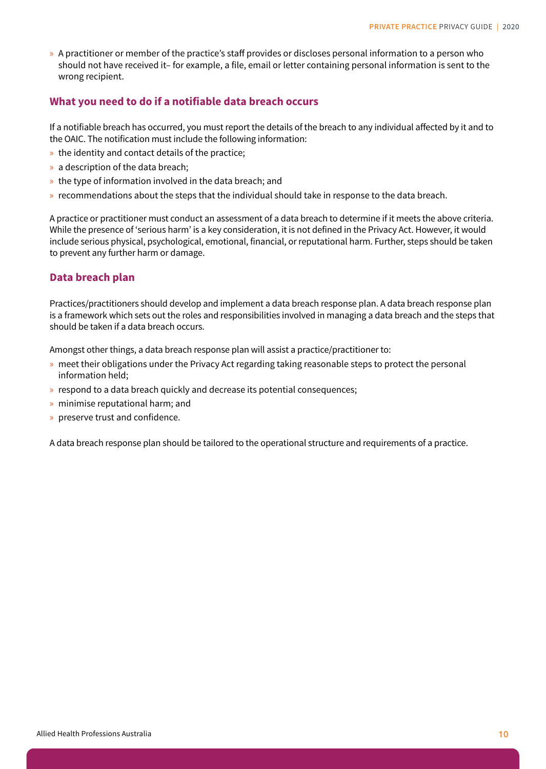- A practitioner or member of the practice's staff provides or discloses personal information to a person who should not have received it– for example, a file, email or letter containing personal information is sent to the wrong recipient.

## What you need to do if a notifiable data breach occurs

If a notifiable breach has occurred, you must report the details of the breach to any individual affected by it and to the OAIC. The notification must include the following information:

- the identity and contact details of the practice;
- a description of the data breach;
- the type of information involved in the data breach; and
- recommendations about the steps that the individual should take in response to the data breach.

A practice or practitioner must conduct an assessment of a data breach to determine if it meets the above criteria. While the presence of 'serious harm' is a key consideration, it is not defined in the Privacy Act. However, it would include serious physical, psychological, emotional, financial, or reputational harm. Further, steps should be taken to prevent any further harm or damage.

## Data breach plan

Practices/practitioners should develop and implement a data breach response plan. A data breach response plan is a framework which sets out the roles and responsibilities involved in managing a data breach and the steps that should be taken if a data breach occurs.

Amongst other things, a data breach response plan will assist a practice/practitioner to:

- meet their obligations under the Privacy Act regarding taking reasonable steps to protect the personal information held;
- respond to a data breach quickly and decrease its potential consequences;
- minimise reputational harm; and
- preserve trust and confidence.

A data breach response plan should be tailored to the operational structure and requirements of a practice.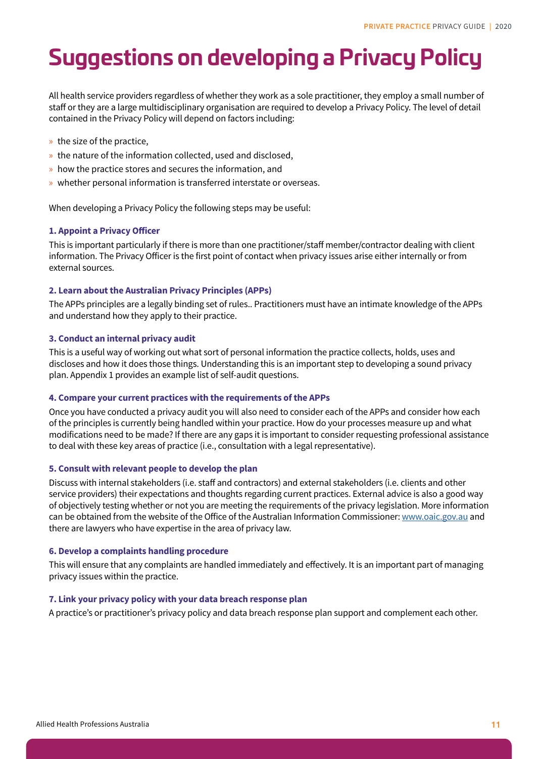# Suggestions on developing a Privacy Policy

All health service providers regardless of whether they work as a sole practitioner, they employ a small number of staff or they are a large multidisciplinary organisation are required to develop a Privacy Policy. The level of detail contained in the Privacy Policy will depend on factors including:

- the size of the practice,
- the nature of the information collected, used and disclosed,
- how the practice stores and secures the information, and
- whether personal information is transferred interstate or overseas.

When developing a Privacy Policy the following steps may be useful:

### 1. Appoint a Privacy Officer

This is important particularly if there is more than one practitioner/staff member/contractor dealing with client information. The Privacy Officer is the first point of contact when privacy issues arise either internally or from external sources.

### 2. Learn about the Australian Privacy Principles (APPs)

The APPs principles are a legally binding set of rules.. Practitioners must have an intimate knowledge of the APPs and understand how they apply to their practice.

### 3. Conduct an internal privacy audit

This is a useful way of working out what sort of personal information the practice collects, holds, uses and discloses and how it does those things. Understanding this is an important step to developing a sound privacy plan. Appendix 1 provides an example list of self-audit questions.

### 4. Compare your current practices with the requirements of the APPs

Once you have conducted a privacy audit you will also need to consider each of the APPs and consider how each of the principles is currently being handled within your practice. How do your processes measure up and what modifications need to be made? If there are any gaps it is important to consider requesting professional assistance to deal with these key areas of practice (i.e., consultation with a legal representative).

### 5. Consult with relevant people to develop the plan

Discuss with internal stakeholders (i.e. staff and contractors) and external stakeholders (i.e. clients and other service providers) their expectations and thoughts regarding current practices. External advice is also a good way of objectively testing whether or not you are meeting the requirements of the privacy legislation. More information can be obtained from the website of the Office of the Australian Information Commissioner: www.oaic.gov.au and there are lawyers who have expertise in the area of privacy law.

### 6. Develop a complaints handling procedure

This will ensure that any complaints are handled immediately and effectively. It is an important part of managing privacy issues within the practice.

### 7. Link your privacy policy with your data breach response plan

A practice's or practitioner's privacy policy and data breach response plan support and complement each other.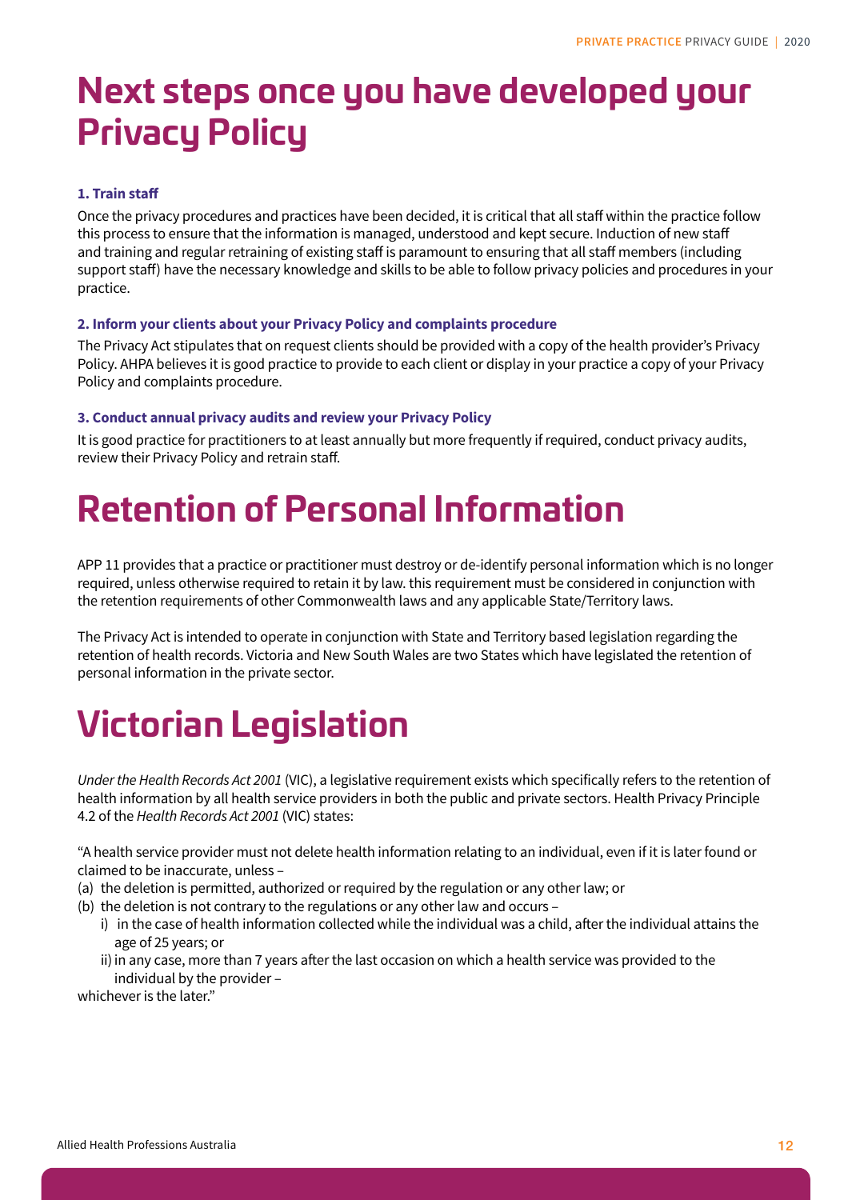# Next steps once you have developed your Privacy Policy

### 1. Train staff

Once the privacy procedures and practices have been decided, it is critical that all staff within the practice follow this process to ensure that the information is managed, understood and kept secure. Induction of new staff and training and regular retraining of existing staff is paramount to ensuring that all staff members (including support staff) have the necessary knowledge and skills to be able to follow privacy policies and procedures in your practice.

### 2. Inform your clients about your Privacy Policy and complaints procedure

The Privacy Act stipulates that on request clients should be provided with a copy of the health provider's Privacy Policy. AHPA believes it is good practice to provide to each client or display in your practice a copy of your Privacy Policy and complaints procedure.

### 3. Conduct annual privacy audits and review your Privacy Policy

It is good practice for practitioners to at least annually but more frequently if required, conduct privacy audits, review their Privacy Policy and retrain staff.

# Retention of Personal Information

APP 11 provides that a practice or practitioner must destroy or de-identify personal information which is no longer required, unless otherwise required to retain it by law. this requirement must be considered in conjunction with the retention requirements of other Commonwealth laws and any applicable State/Territory laws.

The Privacy Act is intended to operate in conjunction with State and Territory based legislation regarding the retention of health records. Victoria and New South Wales are two States which have legislated the retention of personal information in the private sector.

# Victorian Legislation

*Under the Health Records Act 2001* (VIC), a legislative requirement exists which specifically refers to the retention of health information by all health service providers in both the public and private sectors. Health Privacy Principle 4.2 of the *Health Records Act 2001* (VIC) states:

"A health service provider must not delete health information relating to an individual, even if it is later found or claimed to be inaccurate, unless –

(a) the deletion is permitted, authorized or required by the regulation or any other law; or
(b) the deletion is not contrary to the regulations or any other law and occurs –
    i) in the case of health information collected while the individual was a child, after the individual attains the age of 25 years; or
    ii) in any case, more than 7 years after the last occasion on which a health service was provided to the individual by the provider –

whichever is the later."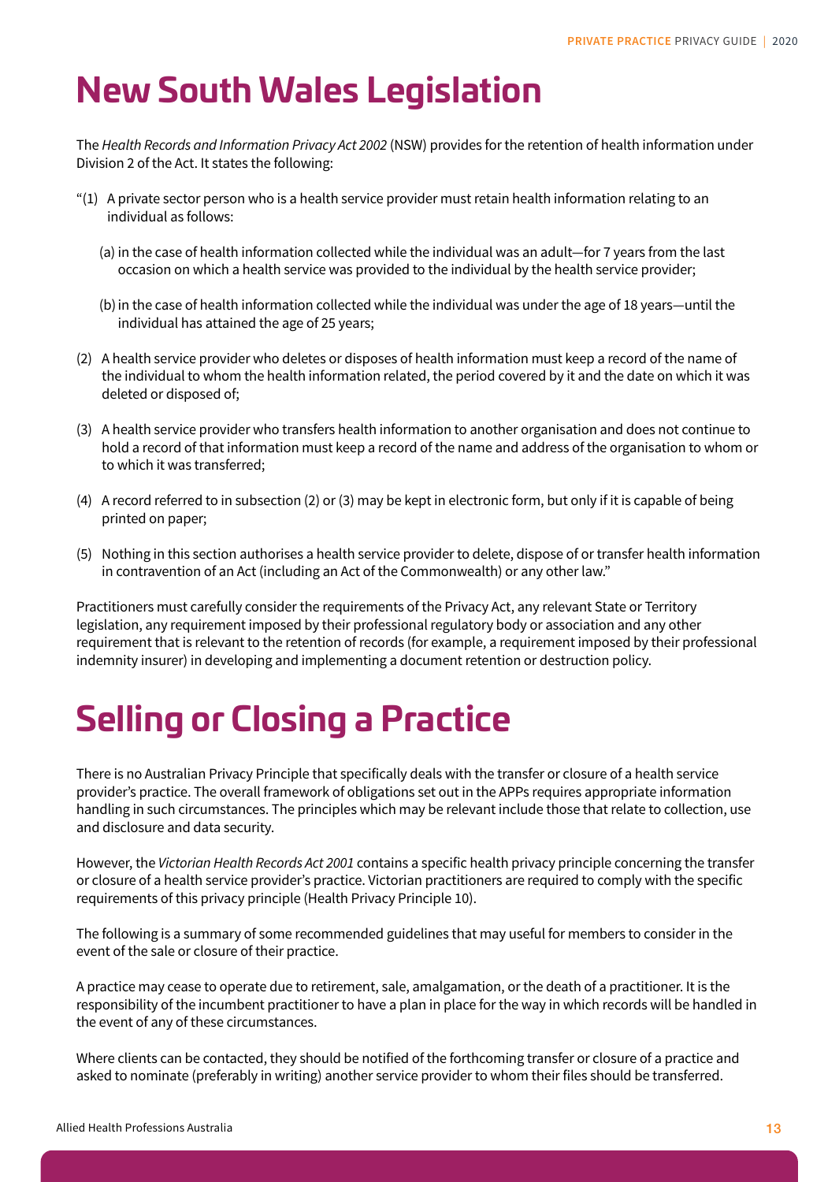# New South Wales Legislation

The *Health Records and Information Privacy Act 2002* (NSW) provides for the retention of health information under Division 2 of the Act. It states the following:

"(1) A private sector person who is a health service provider must retain health information relating to an individual as follows:

(a) in the case of health information collected while the individual was an adult—for 7 years from the last occasion on which a health service was provided to the individual by the health service provider;

(b) in the case of health information collected while the individual was under the age of 18 years—until the individual has attained the age of 25 years;

(2) A health service provider who deletes or disposes of health information must keep a record of the name of the individual to whom the health information related, the period covered by it and the date on which it was deleted or disposed of;

(3) A health service provider who transfers health information to another organisation and does not continue to hold a record of that information must keep a record of the name and address of the organisation to whom or to which it was transferred;

(4) A record referred to in subsection (2) or (3) may be kept in electronic form, but only if it is capable of being printed on paper;

(5) Nothing in this section authorises a health service provider to delete, dispose of or transfer health information in contravention of an Act (including an Act of the Commonwealth) or any other law."

Practitioners must carefully consider the requirements of the Privacy Act, any relevant State or Territory legislation, any requirement imposed by their professional regulatory body or association and any other requirement that is relevant to the retention of records (for example, a requirement imposed by their professional indemnity insurer) in developing and implementing a document retention or destruction policy.

# Selling or Closing a Practice

There is no Australian Privacy Principle that specifically deals with the transfer or closure of a health service provider's practice. The overall framework of obligations set out in the APPs requires appropriate information handling in such circumstances. The principles which may be relevant include those that relate to collection, use and disclosure and data security.

However, the *Victorian Health Records Act 2001* contains a specific health privacy principle concerning the transfer or closure of a health service provider's practice. Victorian practitioners are required to comply with the specific requirements of this privacy principle (Health Privacy Principle 10).

The following is a summary of some recommended guidelines that may useful for members to consider in the event of the sale or closure of their practice.

A practice may cease to operate due to retirement, sale, amalgamation, or the death of a practitioner. It is the responsibility of the incumbent practitioner to have a plan in place for the way in which records will be handled in the event of any of these circumstances.

Where clients can be contacted, they should be notified of the forthcoming transfer or closure of a practice and asked to nominate (preferably in writing) another service provider to whom their files should be transferred.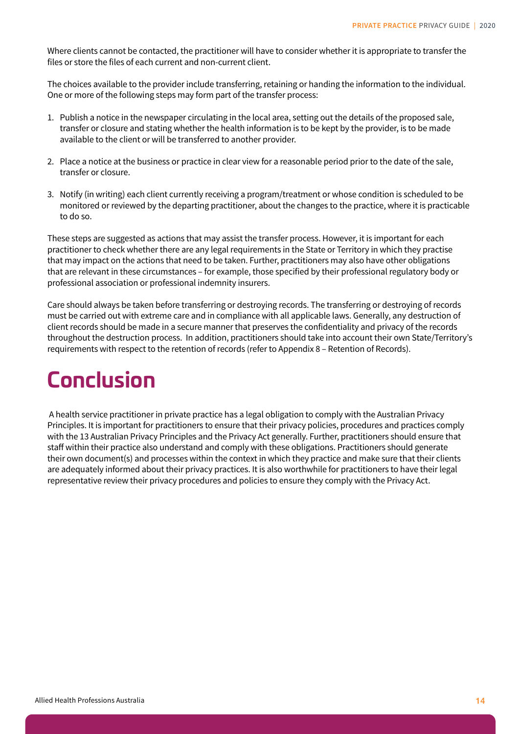Where clients cannot be contacted, the practitioner will have to consider whether it is appropriate to transfer the files or store the files of each current and non-current client.

The choices available to the provider include transferring, retaining or handing the information to the individual. One or more of the following steps may form part of the transfer process:

1. Publish a notice in the newspaper circulating in the local area, setting out the details of the proposed sale, transfer or closure and stating whether the health information is to be kept by the provider, is to be made available to the client or will be transferred to another provider.

2. Place a notice at the business or practice in clear view for a reasonable period prior to the date of the sale, transfer or closure.

3. Notify (in writing) each client currently receiving a program/treatment or whose condition is scheduled to be monitored or reviewed by the departing practitioner, about the changes to the practice, where it is practicable to do so.

These steps are suggested as actions that may assist the transfer process. However, it is important for each practitioner to check whether there are any legal requirements in the State or Territory in which they practise that may impact on the actions that need to be taken. Further, practitioners may also have other obligations that are relevant in these circumstances – for example, those specified by their professional regulatory body or professional association or professional indemnity insurers.

Care should always be taken before transferring or destroying records. The transferring or destroying of records must be carried out with extreme care and in compliance with all applicable laws. Generally, any destruction of client records should be made in a secure manner that preserves the confidentiality and privacy of the records throughout the destruction process. In addition, practitioners should take into account their own State/Territory's requirements with respect to the retention of records (refer to Appendix 8 – Retention of Records).

# Conclusion

A health service practitioner in private practice has a legal obligation to comply with the Australian Privacy Principles. It is important for practitioners to ensure that their privacy policies, procedures and practices comply with the 13 Australian Privacy Principles and the Privacy Act generally. Further, practitioners should ensure that staff within their practice also understand and comply with these obligations. Practitioners should generate their own document(s) and processes within the context in which they practice and make sure that their clients are adequately informed about their privacy practices. It is also worthwhile for practitioners to have their legal representative review their privacy procedures and policies to ensure they comply with the Privacy Act.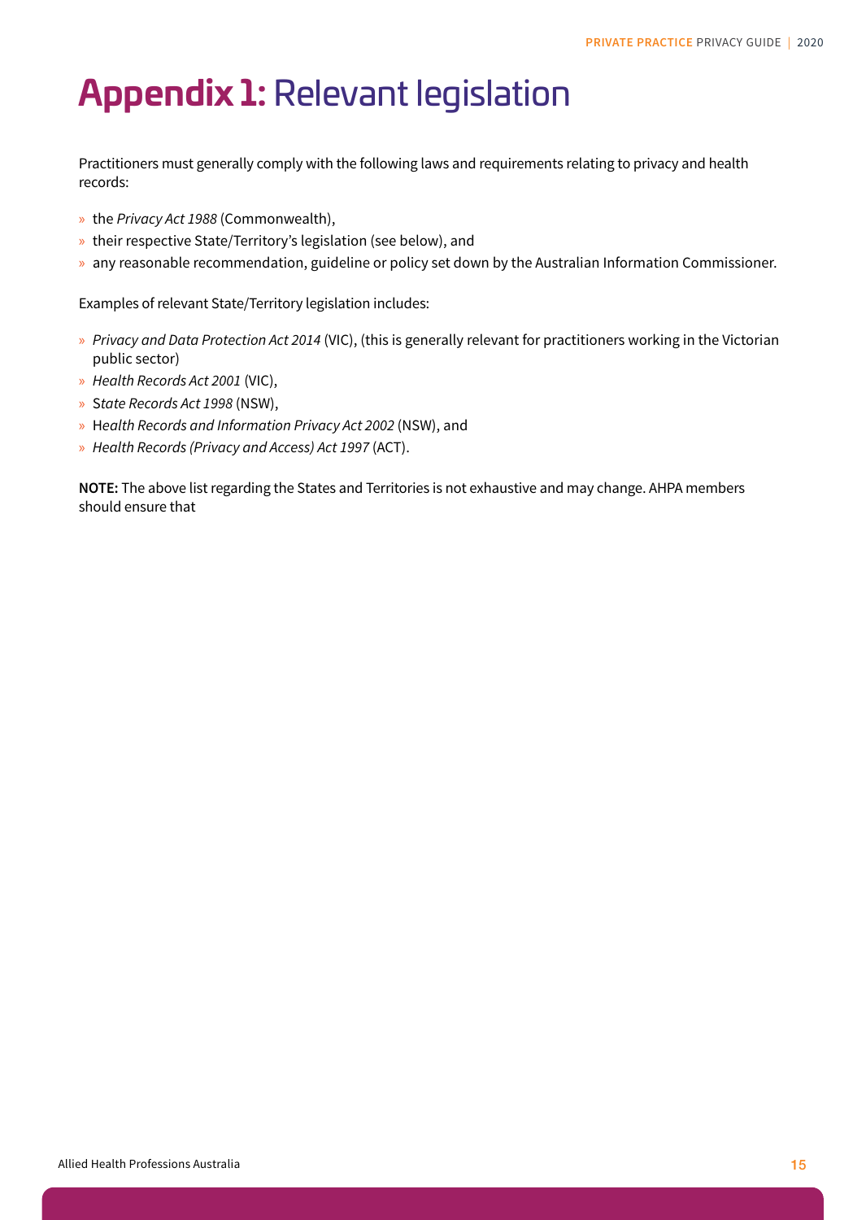# **Appendix 1:** Relevant legislation

Practitioners must generally comply with the following laws and requirements relating to privacy and health records:

- the *Privacy Act 1988* (Commonwealth),
- their respective State/Territory's legislation (see below), and
- any reasonable recommendation, guideline or policy set down by the Australian Information Commissioner.

Examples of relevant State/Territory legislation includes:

- *Privacy and Data Protection Act 2014* (VIC), (this is generally relevant for practitioners working in the Victorian public sector)
- *Health Records Act 2001* (VIC),
- *State Records Act 1998* (NSW),
- *Health Records and Information Privacy Act 2002* (NSW), and
- *Health Records (Privacy and Access) Act 1997* (ACT).

**NOTE:** The above list regarding the States and Territories is not exhaustive and may change. AHPA members should ensure that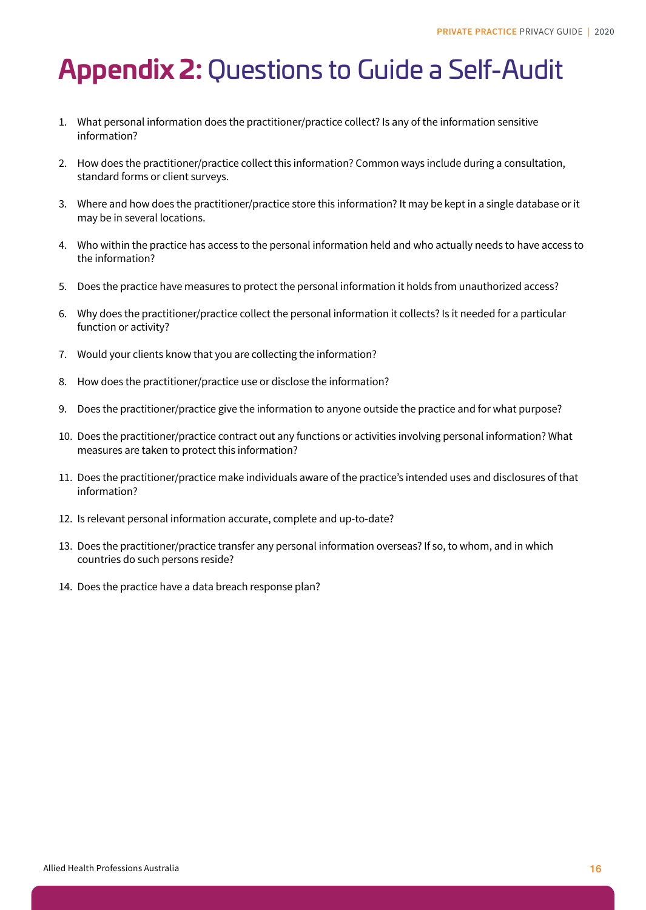# Appendix 2: Questions to Guide a Self-Audit

1. What personal information does the practitioner/practice collect? Is any of the information sensitive information?
2. How does the practitioner/practice collect this information? Common ways include during a consultation, standard forms or client surveys.
3. Where and how does the practitioner/practice store this information? It may be kept in a single database or it may be in several locations.
4. Who within the practice has access to the personal information held and who actually needs to have access to the information?
5. Does the practice have measures to protect the personal information it holds from unauthorized access?
6. Why does the practitioner/practice collect the personal information it collects? Is it needed for a particular function or activity?
7. Would your clients know that you are collecting the information?
8. How does the practitioner/practice use or disclose the information?
9. Does the practitioner/practice give the information to anyone outside the practice and for what purpose?
10. Does the practitioner/practice contract out any functions or activities involving personal information? What measures are taken to protect this information?
11. Does the practitioner/practice make individuals aware of the practice's intended uses and disclosures of that information?
12. Is relevant personal information accurate, complete and up-to-date?
13. Does the practitioner/practice transfer any personal information overseas? If so, to whom, and in which countries do such persons reside?
14. Does the practice have a data breach response plan?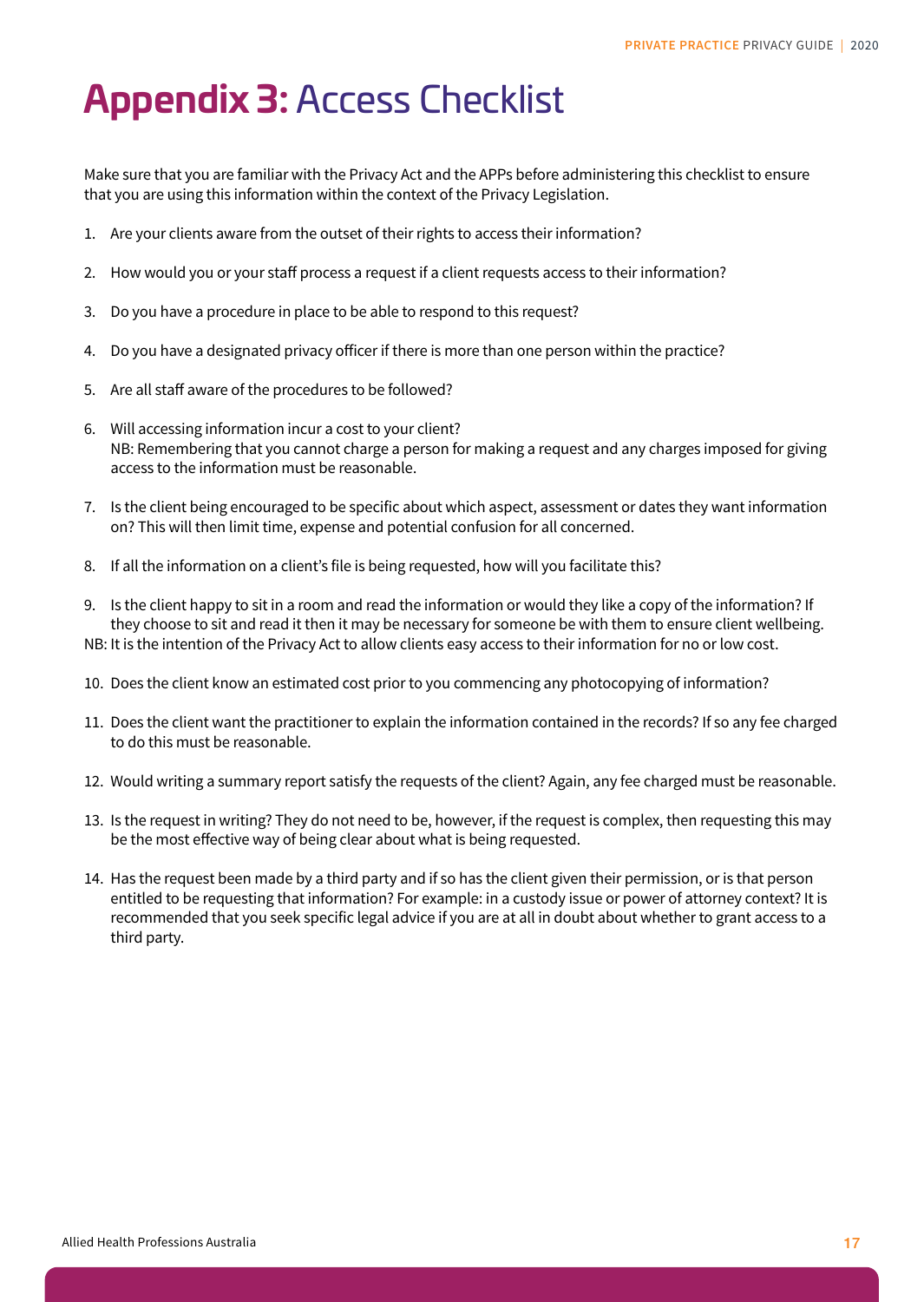# **Appendix 3:** Access Checklist

Make sure that you are familiar with the Privacy Act and the APPs before administering this checklist to ensure that you are using this information within the context of the Privacy Legislation.

1. Are your clients aware from the outset of their rights to access their information?
2. How would you or your staff process a request if a client requests access to their information?
3. Do you have a procedure in place to be able to respond to this request?
4. Do you have a designated privacy officer if there is more than one person within the practice?
5. Are all staff aware of the procedures to be followed?
6. Will accessing information incur a cost to your client?
   NB: Remembering that you cannot charge a person for making a request and any charges imposed for giving access to the information must be reasonable.
7. Is the client being encouraged to be specific about which aspect, assessment or dates they want information on? This will then limit time, expense and potential confusion for all concerned.
8. If all the information on a client's file is being requested, how will you facilitate this?
9. Is the client happy to sit in a room and read the information or would they like a copy of the information? If they choose to sit and read it then it may be necessary for someone be with them to ensure client wellbeing.

NB: It is the intention of the Privacy Act to allow clients easy access to their information for no or low cost.

10. Does the client know an estimated cost prior to you commencing any photocopying of information?
11. Does the client want the practitioner to explain the information contained in the records? If so any fee charged to do this must be reasonable.
12. Would writing a summary report satisfy the requests of the client? Again, any fee charged must be reasonable.
13. Is the request in writing? They do not need to be, however, if the request is complex, then requesting this may be the most effective way of being clear about what is being requested.
14. Has the request been made by a third party and if so has the client given their permission, or is that person entitled to be requesting that information? For example: in a custody issue or power of attorney context? It is recommended that you seek specific legal advice if you are at all in doubt about whether to grant access to a third party.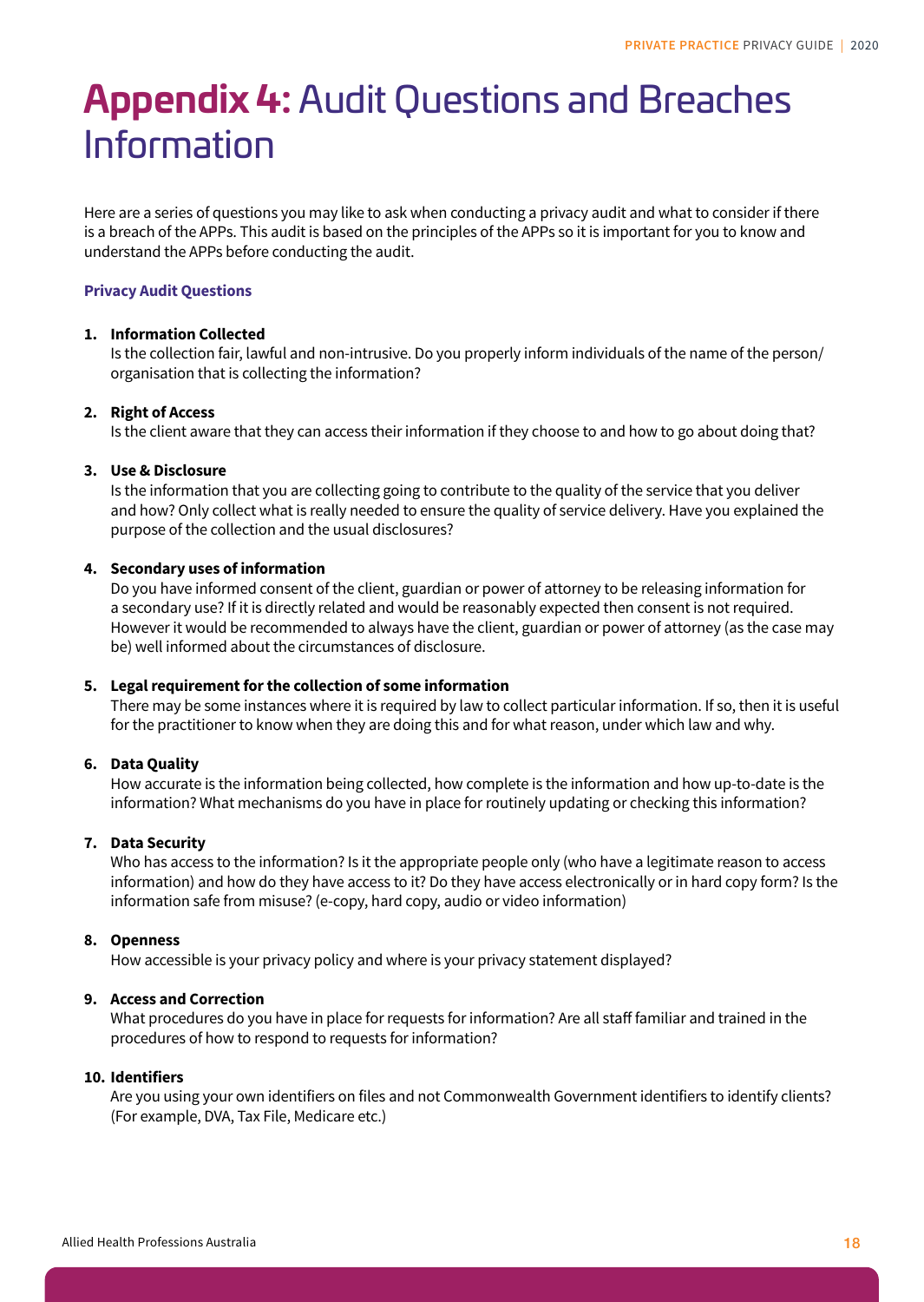# **Appendix 4:** Audit Questions and Breaches Information

Here are a series of questions you may like to ask when conducting a privacy audit and what to consider if there is a breach of the APPs. This audit is based on the principles of the APPs so it is important for you to know and understand the APPs before conducting the audit.

### Privacy Audit Questions

1. **Information Collected**
   Is the collection fair, lawful and non-intrusive. Do you properly inform individuals of the name of the person/organisation that is collecting the information?

2. **Right of Access**
   Is the client aware that they can access their information if they choose to and how to go about doing that?

3. **Use & Disclosure**
   Is the information that you are collecting going to contribute to the quality of the service that you deliver and how? Only collect what is really needed to ensure the quality of service delivery. Have you explained the purpose of the collection and the usual disclosures?

4. **Secondary uses of information**
   Do you have informed consent of the client, guardian or power of attorney to be releasing information for a secondary use? If it is directly related and would be reasonably expected then consent is not required. However it would be recommended to always have the client, guardian or power of attorney (as the case may be) well informed about the circumstances of disclosure.

5. **Legal requirement for the collection of some information**
   There may be some instances where it is required by law to collect particular information. If so, then it is useful for the practitioner to know when they are doing this and for what reason, under which law and why.

6. **Data Quality**
   How accurate is the information being collected, how complete is the information and how up-to-date is the information? What mechanisms do you have in place for routinely updating or checking this information?

7. **Data Security**
   Who has access to the information? Is it the appropriate people only (who have a legitimate reason to access information) and how do they have access to it? Do they have access electronically or in hard copy form? Is the information safe from misuse? (e-copy, hard copy, audio or video information)

8. **Openness**
   How accessible is your privacy policy and where is your privacy statement displayed?

9. **Access and Correction**
   What procedures do you have in place for requests for information? Are all staff familiar and trained in the procedures of how to respond to requests for information?

10. **Identifiers**
    Are you using your own identifiers on files and not Commonwealth Government identifiers to identify clients? (For example, DVA, Tax File, Medicare etc.)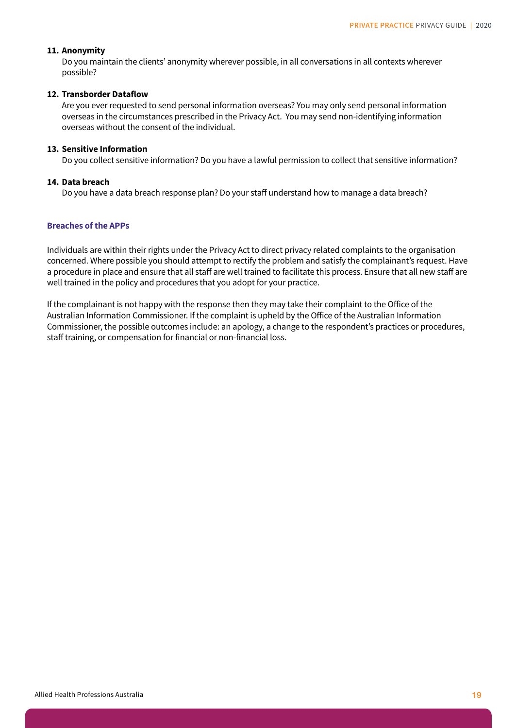11. **Anonymity**
    Do you maintain the clients' anonymity wherever possible, in all conversations in all contexts wherever possible?

12. **Transborder Dataflow**
    Are you ever requested to send personal information overseas? You may only send personal information overseas in the circumstances prescribed in the Privacy Act. You may send non-identifying information overseas without the consent of the individual.

13. **Sensitive Information**
    Do you collect sensitive information? Do you have a lawful permission to collect that sensitive information?

14. **Data breach**
    Do you have a data breach response plan? Do your staff understand how to manage a data breach?

### Breaches of the APPs

Individuals are within their rights under the Privacy Act to direct privacy related complaints to the organisation concerned. Where possible you should attempt to rectify the problem and satisfy the complainant's request. Have a procedure in place and ensure that all staff are well trained to facilitate this process. Ensure that all new staff are well trained in the policy and procedures that you adopt for your practice.

If the complainant is not happy with the response then they may take their complaint to the Office of the Australian Information Commissioner. If the complaint is upheld by the Office of the Australian Information Commissioner, the possible outcomes include: an apology, a change to the respondent's practices or procedures, staff training, or compensation for financial or non-financial loss.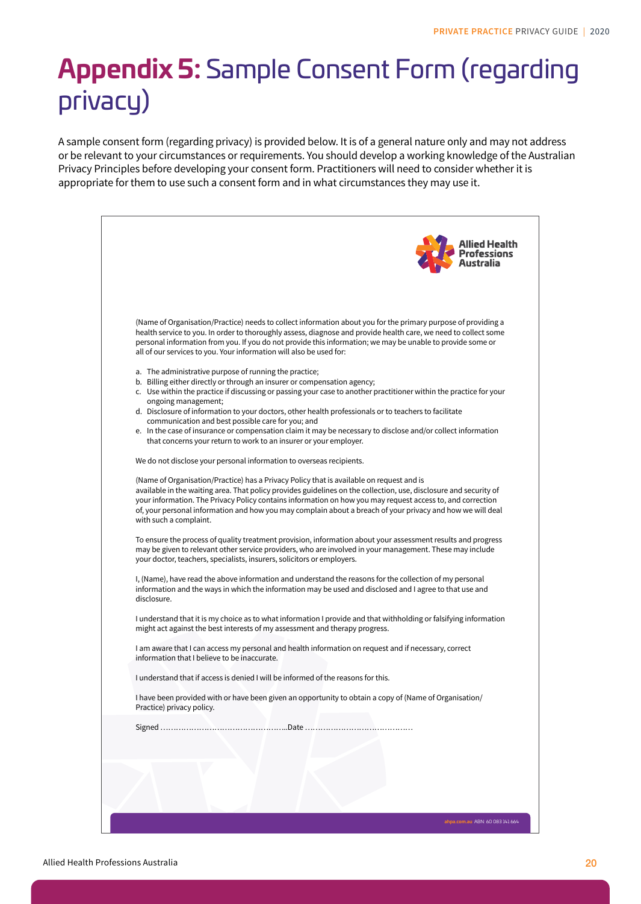# Appendix 5: Sample Consent Form (regarding privacy)

A sample consent form (regarding privacy) is provided below. It is of a general nature only and may not address or be relevant to your circumstances or requirements. You should develop a working knowledge of the Australian Privacy Principles before developing your consent form. Practitioners will need to consider whether it is appropriate for them to use such a consent form and in what circumstances they may use it.

Allied Health Professions Australia

(Name of Organisation/Practice) needs to collect information about you for the primary purpose of providing a health service to you. In order to thoroughly assess, diagnose and provide health care, we need to collect some personal information from you. If you do not provide this information; we may be unable to provide some or all of our services to you. Your information will also be used for:

a. The administrative purpose of running the practice;
b. Billing either directly or through an insurer or compensation agency;
c. Use within the practice if discussing or passing your case to another practitioner within the practice for your ongoing management;
d. Disclosure of information to your doctors, other health professionals or to teachers to facilitate communication and best possible care for you; and
e. In the case of insurance or compensation claim it may be necessary to disclose and/or collect information that concerns your return to work to an insurer or your employer.

We do not disclose your personal information to overseas recipients.

(Name of Organisation/Practice) has a Privacy Policy that is available on request and is available in the waiting area. That policy provides guidelines on the collection, use, disclosure and security of your information. The Privacy Policy contains information on how you may request access to, and correction of, your personal information and how you may complain about a breach of your privacy and how we will deal with such a complaint.

To ensure the process of quality treatment provision, information about your assessment results and progress may be given to relevant other service providers, who are involved in your management. These may include your doctor, teachers, specialists, insurers, solicitors or employers.

I, (Name), have read the above information and understand the reasons for the collection of my personal information and the ways in which the information may be used and disclosed and I agree to that use and disclosure.

I understand that it is my choice as to what information I provide and that withholding or falsifying information might act against the best interests of my assessment and therapy progress.

I am aware that I can access my personal and health information on request and if necessary, correct information that I believe to be inaccurate.

I understand that if access is denied I will be informed of the reasons for this.

I have been provided with or have been given an opportunity to obtain a copy of (Name of Organisation/Practice) privacy policy.

Signed ……………………………………………..Date ……………………………………..

ahpa.com.au ABN 60 083 141 664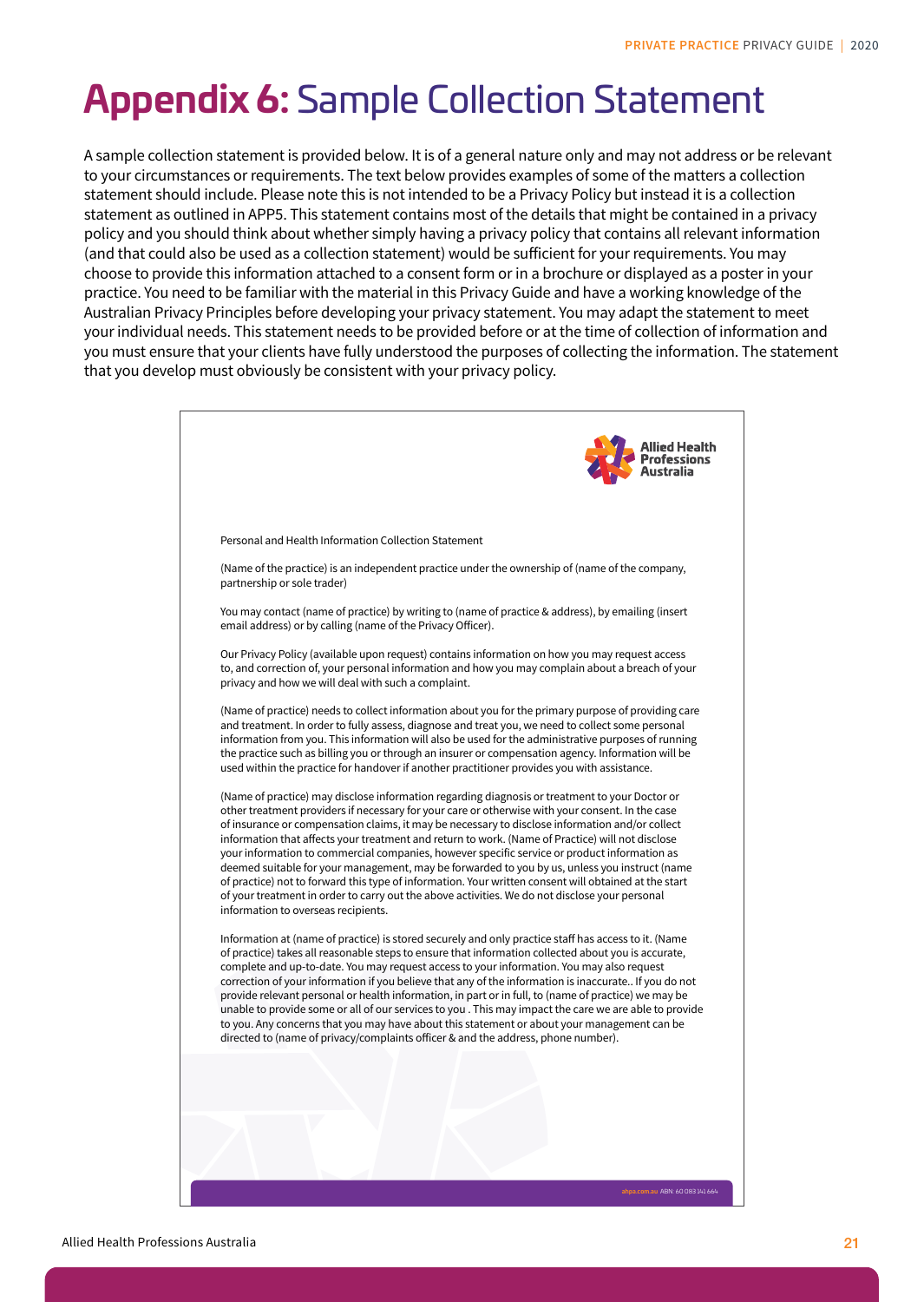# Appendix 6: Sample Collection Statement

A sample collection statement is provided below. It is of a general nature only and may not address or be relevant to your circumstances or requirements. The text below provides examples of some of the matters a collection statement should include. Please note this is not intended to be a Privacy Policy but instead it is a collection statement as outlined in APP5. This statement contains most of the details that might be contained in a privacy policy and you should think about whether simply having a privacy policy that contains all relevant information (and that could also be used as a collection statement) would be sufficient for your requirements. You may choose to provide this information attached to a consent form or in a brochure or displayed as a poster in your practice. You need to be familiar with the material in this Privacy Guide and have a working knowledge of the Australian Privacy Principles before developing your privacy statement. You may adapt the statement to meet your individual needs. This statement needs to be provided before or at the time of collection of information and you must ensure that your clients have fully understood the purposes of collecting the information. The statement that you develop must obviously be consistent with your privacy policy.

Allied Health Professions Australia

Personal and Health Information Collection Statement

(Name of the practice) is an independent practice under the ownership of (name of the company, partnership or sole trader)

You may contact (name of practice) by writing to (name of practice & address), by emailing (insert email address) or by calling (name of the Privacy Officer).

Our Privacy Policy (available upon request) contains information on how you may request access to, and correction of, your personal information and how you may complain about a breach of your privacy and how we will deal with such a complaint.

(Name of practice) needs to collect information about you for the primary purpose of providing care and treatment. In order to fully assess, diagnose and treat you, we need to collect some personal information from you. This information will also be used for the administrative purposes of running the practice such as billing you or through an insurer or compensation agency. Information will be used within the practice for handover if another practitioner provides you with assistance.

(Name of practice) may disclose information regarding diagnosis or treatment to your Doctor or other treatment providers if necessary for your care or otherwise with your consent. In the case of insurance or compensation claims, it may be necessary to disclose information and/or collect information that affects your treatment and return to work. (Name of Practice) will not disclose your information to commercial companies, however specific service or product information as deemed suitable for your management, may be forwarded to you by us, unless you instruct (name of practice) not to forward this type of information. Your written consent will obtained at the start of your treatment in order to carry out the above activities. We do not disclose your personal information to overseas recipients.

Information at (name of practice) is stored securely and only practice staff has access to it. (Name of practice) takes all reasonable steps to ensure that information collected about you is accurate, complete and up-to-date. You may request access to your information. You may also request correction of your information if you believe that any of the information is inaccurate.. If you do not provide relevant personal or health information, in part or in full, to (name of practice) we may be unable to provide some or all of our services to you . This may impact the care we are able to provide to you. Any concerns that you may have about this statement or about your management can be directed to (name of privacy/complaints officer & and the address, phone number).

ahpa.com.au ABN: 60 083 141 664